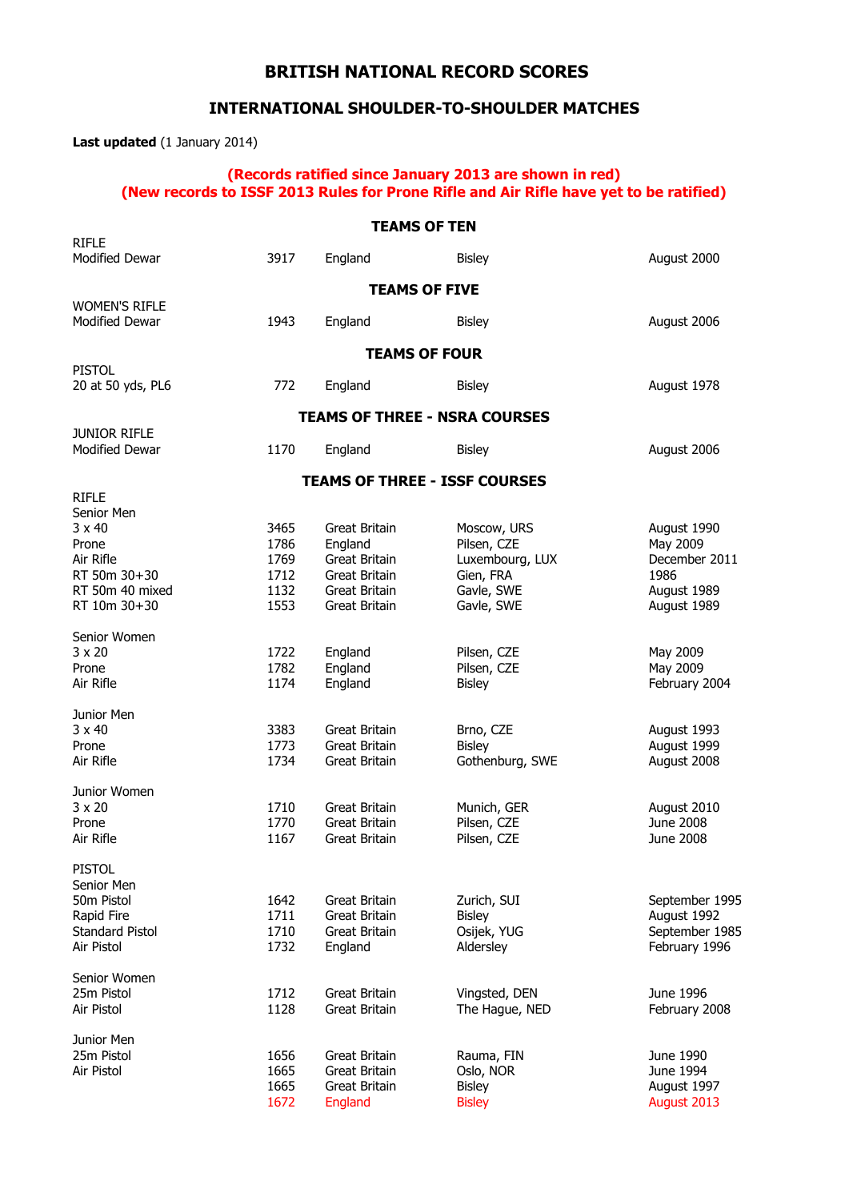# BRITISH NATIONAL RECORD SCORES

## INTERNATIONAL SHOULDER-TO-SHOULDER MATCHES

**Last updated** (1 January 2014)

**(Records ratified since January 2013 are shown in red)**
**(New records to ISSF 2013 Rules for Prone Rifle and Air Rifle have yet to be ratified)**

### TEAMS OF TEN

| | | | | |
|---|---|---|---|---|
| RIFLE | | | | |
| Modified Dewar | 3917 | England | Bisley | August 2000 |

### TEAMS OF FIVE

| | | | | |
|---|---|---|---|---|
| WOMEN'S RIFLE | | | | |
| Modified Dewar | 1943 | England | Bisley | August 2006 |

### TEAMS OF FOUR

| | | | | |
|---|---|---|---|---|
| PISTOL | | | | |
| 20 at 50 yds, PL6 | 772 | England | Bisley | August 1978 |

### TEAMS OF THREE - NSRA COURSES

| | | | | |
|---|---|---|---|---|
| JUNIOR RIFLE | | | | |
| Modified Dewar | 1170 | England | Bisley | August 2006 |

### TEAMS OF THREE - ISSF COURSES

| | | | | |
|---|---|---|---|---|
| RIFLE | | | | |
| Senior Men | | | | |
| 3 x 40 | 3465 | Great Britain | Moscow, URS | August 1990 |
| Prone | 1786 | England | Pilsen, CZE | May 2009 |
| Air Rifle | 1769 | Great Britain | Luxembourg, LUX | December 2011 |
| RT 50m 30+30 | 1712 | Great Britain | Gien, FRA | 1986 |
| RT 50m 40 mixed | 1132 | Great Britain | Gavle, SWE | August 1989 |
| RT 10m 30+30 | 1553 | Great Britain | Gavle, SWE | August 1989 |
| Senior Women | | | | |
| 3 x 20 | 1722 | England | Pilsen, CZE | May 2009 |
| Prone | 1782 | England | Pilsen, CZE | May 2009 |
| Air Rifle | 1174 | England | Bisley | February 2004 |
| Junior Men | | | | |
| 3 x 40 | 3383 | Great Britain | Brno, CZE | August 1993 |
| Prone | 1773 | Great Britain | Bisley | August 1999 |
| Air Rifle | 1734 | Great Britain | Gothenburg, SWE | August 2008 |
| Junior Women | | | | |
| 3 x 20 | 1710 | Great Britain | Munich, GER | August 2010 |
| Prone | 1770 | Great Britain | Pilsen, CZE | June 2008 |
| Air Rifle | 1167 | Great Britain | Pilsen, CZE | June 2008 |
| PISTOL | | | | |
| Senior Men | | | | |
| 50m Pistol | 1642 | Great Britain | Zurich, SUI | September 1995 |
| Rapid Fire | 1711 | Great Britain | Bisley | August 1992 |
| Standard Pistol | 1710 | Great Britain | Osijek, YUG | September 1985 |
| Air Pistol | 1732 | England | Aldersley | February 1996 |
| Senior Women | | | | |
| 25m Pistol | 1712 | Great Britain | Vingsted, DEN | June 1996 |
| Air Pistol | 1128 | Great Britain | The Hague, NED | February 2008 |
| Junior Men | | | | |
| 25m Pistol | 1656 | Great Britain | Rauma, FIN | June 1990 |
| Air Pistol | 1665 | Great Britain | Oslo, NOR | June 1994 |
| | 1665 | Great Britain | Bisley | August 1997 |
| | 1672 | England | Bisley | August 2013 |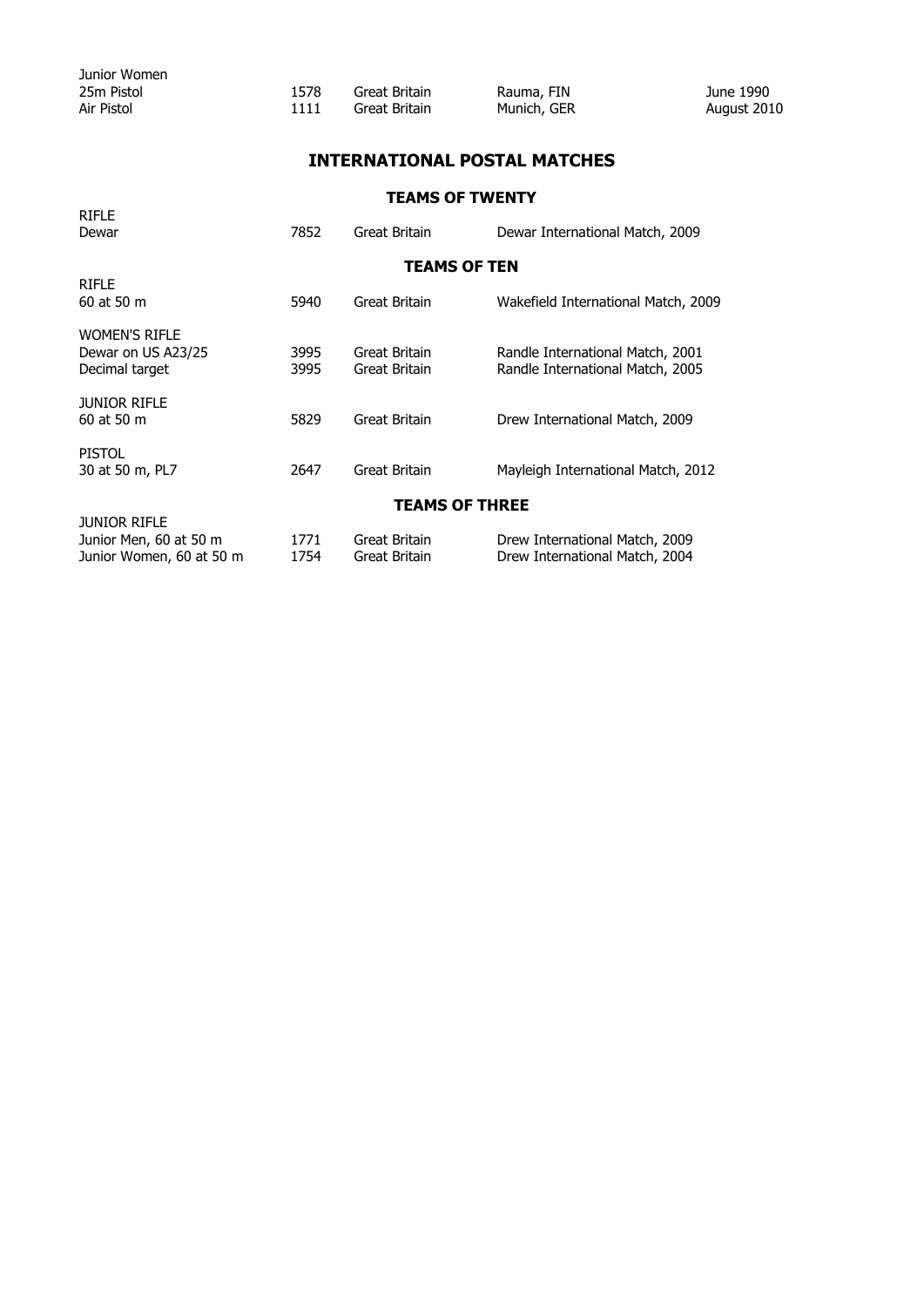| | | | | |
|---|---|---|---|---|
| Junior Women | | | | |
| 25m Pistol | 1578 | Great Britain | Rauma, FIN | June 1990 |
| Air Pistol | 1111 | Great Britain | Munich, GER | August 2010 |

## INTERNATIONAL POSTAL MATCHES

### TEAMS OF TWENTY

| | | | |
|---|---|---|---|
| RIFLE | | | |
| Dewar | 7852 | Great Britain | Dewar International Match, 2009 |

### TEAMS OF TEN

| | | | |
|---|---|---|---|
| RIFLE | | | |
| 60 at 50 m | 5940 | Great Britain | Wakefield International Match, 2009 |
| WOMEN'S RIFLE | | | |
| Dewar on US A23/25 | 3995 | Great Britain | Randle International Match, 2001 |
| Decimal target | 3995 | Great Britain | Randle International Match, 2005 |
| JUNIOR RIFLE | | | |
| 60 at 50 m | 5829 | Great Britain | Drew International Match, 2009 |
| PISTOL | | | |
| 30 at 50 m, PL7 | 2647 | Great Britain | Mayleigh International Match, 2012 |

### TEAMS OF THREE

| | | | |
|---|---|---|---|
| JUNIOR RIFLE | | | |
| Junior Men, 60 at 50 m | 1771 | Great Britain | Drew International Match, 2009 |
| Junior Women, 60 at 50 m | 1754 | Great Britain | Drew International Match, 2004 |